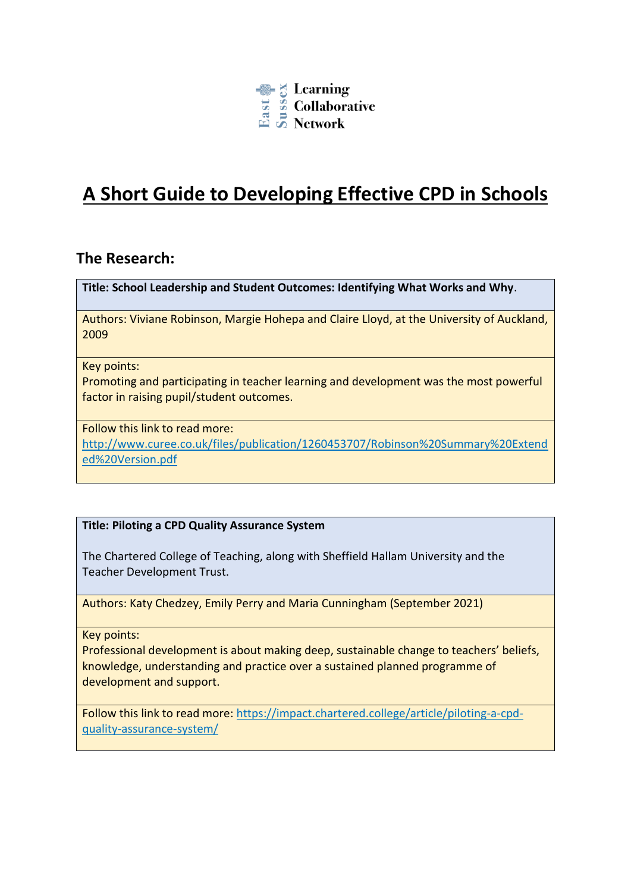East Sussex Learning Collaborative Network

# A Short Guide to Developing Effective CPD in Schools

## The Research:

| **Title: School Leadership and Student Outcomes: Identifying What Works and Why.** |
|---|
| Authors: Viviane Robinson, Margie Hohepa and Claire Lloyd, at the University of Auckland, 2009 |
| Key points:<br>Promoting and participating in teacher learning and development was the most powerful factor in raising pupil/student outcomes. |
| Follow this link to read more:<br>http://www.curee.co.uk/files/publication/1260453707/Robinson%20Summary%20Extended%20Version.pdf |

| **Title: Piloting a CPD Quality Assurance System**<br><br>The Chartered College of Teaching, along with Sheffield Hallam University and the Teacher Development Trust. |
|---|
| Authors: Katy Chedzey, Emily Perry and Maria Cunningham (September 2021) |
| Key points:<br>Professional development is about making deep, sustainable change to teachers' beliefs, knowledge, understanding and practice over a sustained planned programme of development and support. |
| Follow this link to read more: https://impact.chartered.college/article/piloting-a-cpd-quality-assurance-system/ |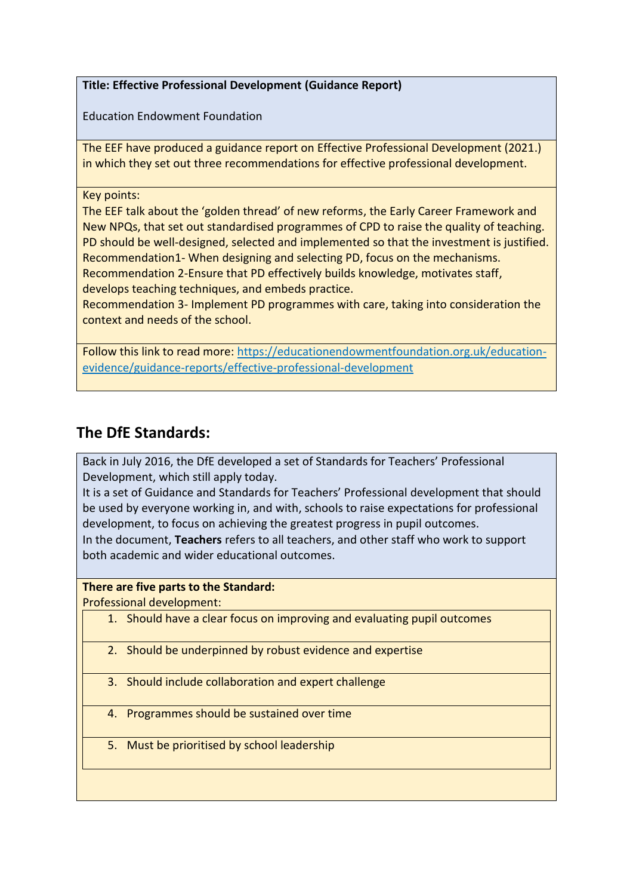**Title: Effective Professional Development (Guidance Report)**

Education Endowment Foundation

The EEF have produced a guidance report on Effective Professional Development (2021.) in which they set out three recommendations for effective professional development.

Key points:
The EEF talk about the 'golden thread' of new reforms, the Early Career Framework and New NPQs, that set out standardised programmes of CPD to raise the quality of teaching. PD should be well-designed, selected and implemented so that the investment is justified.
Recommendation1- When designing and selecting PD, focus on the mechanisms.
Recommendation 2-Ensure that PD effectively builds knowledge, motivates staff, develops teaching techniques, and embeds practice.
Recommendation 3- Implement PD programmes with care, taking into consideration the context and needs of the school.

Follow this link to read more: [https://educationendowmentfoundation.org.uk/education-evidence/guidance-reports/effective-professional-development](https://educationendowmentfoundation.org.uk/education-evidence/guidance-reports/effective-professional-development)

## The DfE Standards:

Back in July 2016, the DfE developed a set of Standards for Teachers' Professional Development, which still apply today.
It is a set of Guidance and Standards for Teachers' Professional development that should be used by everyone working in, and with, schools to raise expectations for professional development, to focus on achieving the greatest progress in pupil outcomes.
In the document, **Teachers** refers to all teachers, and other staff who work to support both academic and wider educational outcomes.

**There are five parts to the Standard:**
Professional development:

1. Should have a clear focus on improving and evaluating pupil outcomes
2. Should be underpinned by robust evidence and expertise
3. Should include collaboration and expert challenge
4. Programmes should be sustained over time
5. Must be prioritised by school leadership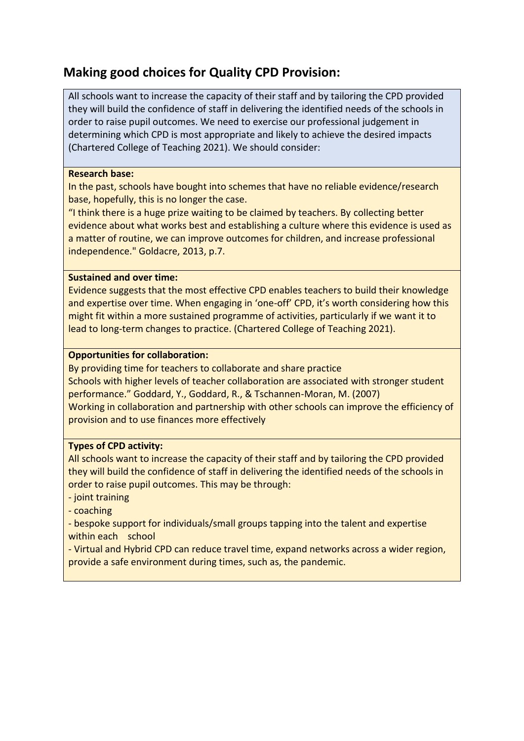## Making good choices for Quality CPD Provision:

All schools want to increase the capacity of their staff and by tailoring the CPD provided they will build the confidence of staff in delivering the identified needs of the schools in order to raise pupil outcomes. We need to exercise our professional judgement in determining which CPD is most appropriate and likely to achieve the desired impacts (Chartered College of Teaching 2021). We should consider:

**Research base:**

In the past, schools have bought into schemes that have no reliable evidence/research base, hopefully, this is no longer the case.

"I think there is a huge prize waiting to be claimed by teachers. By collecting better evidence about what works best and establishing a culture where this evidence is used as a matter of routine, we can improve outcomes for children, and increase professional independence." Goldacre, 2013, p.7.

**Sustained and over time:**

Evidence suggests that the most effective CPD enables teachers to build their knowledge and expertise over time. When engaging in 'one-off' CPD, it's worth considering how this might fit within a more sustained programme of activities, particularly if we want it to lead to long-term changes to practice. (Chartered College of Teaching 2021).

**Opportunities for collaboration:**

By providing time for teachers to collaborate and share practice

Schools with higher levels of teacher collaboration are associated with stronger student performance." Goddard, Y., Goddard, R., & Tschannen-Moran, M. (2007)

Working in collaboration and partnership with other schools can improve the efficiency of provision and to use finances more effectively

**Types of CPD activity:**

All schools want to increase the capacity of their staff and by tailoring the CPD provided they will build the confidence of staff in delivering the identified needs of the schools in order to raise pupil outcomes. This may be through:

- joint training
- coaching
- bespoke support for individuals/small groups tapping into the talent and expertise within each school
- Virtual and Hybrid CPD can reduce travel time, expand networks across a wider region, provide a safe environment during times, such as, the pandemic.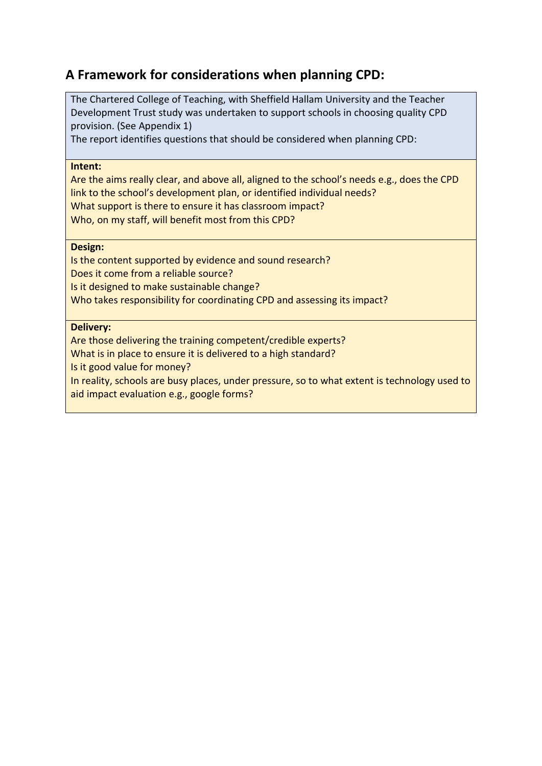## A Framework for considerations when planning CPD:

The Chartered College of Teaching, with Sheffield Hallam University and the Teacher Development Trust study was undertaken to support schools in choosing quality CPD provision. (See Appendix 1)
The report identifies questions that should be considered when planning CPD:

**Intent:**

Are the aims really clear, and above all, aligned to the school's needs e.g., does the CPD link to the school's development plan, or identified individual needs?
What support is there to ensure it has classroom impact?
Who, on my staff, will benefit most from this CPD?

**Design:**

Is the content supported by evidence and sound research?
Does it come from a reliable source?
Is it designed to make sustainable change?
Who takes responsibility for coordinating CPD and assessing its impact?

**Delivery:**

Are those delivering the training competent/credible experts?
What is in place to ensure it is delivered to a high standard?
Is it good value for money?
In reality, schools are busy places, under pressure, so to what extent is technology used to aid impact evaluation e.g., google forms?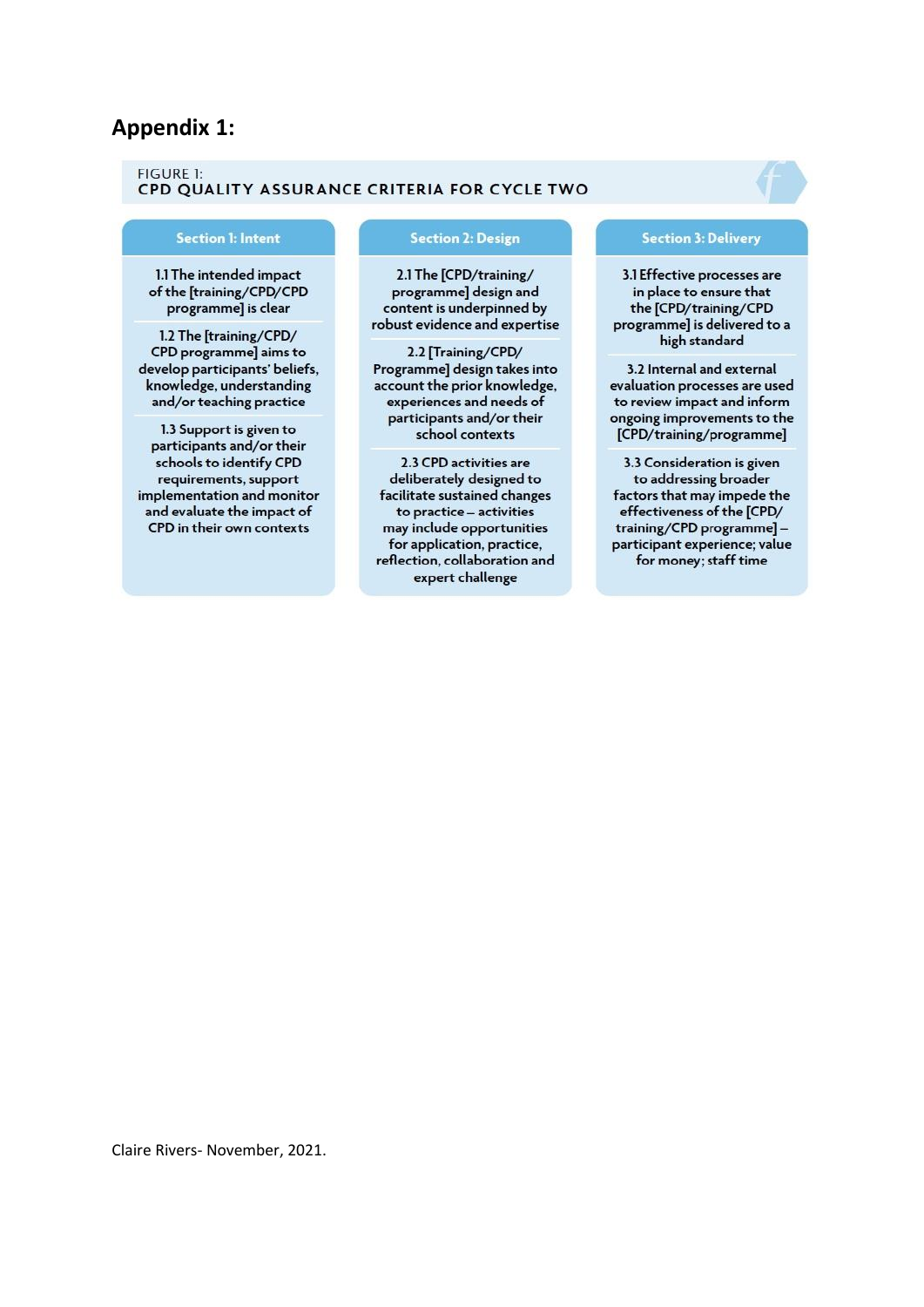## Appendix 1:

FIGURE 1:
**CPD QUALITY ASSURANCE CRITERIA FOR CYCLE TWO**

| Section 1: Intent | Section 2: Design | Section 3: Delivery |
|---|---|---|
| 1.1 The intended impact of the [training/CPD/CPD programme] is clear | 2.1 The [CPD/training/ programme] design and content is underpinned by robust evidence and expertise | 3.1 Effective processes are in place to ensure that the [CPD/training/CPD programme] is delivered to a high standard |
| 1.2 The [training/CPD/ CPD programme] aims to develop participants' beliefs, knowledge, understanding and/or teaching practice | 2.2 [Training/CPD/ Programme] design takes into account the prior knowledge, experiences and needs of participants and/or their school contexts | 3.2 Internal and external evaluation processes are used to review impact and inform ongoing improvements to the [CPD/training/programme] |
| 1.3 Support is given to participants and/or their schools to identify CPD requirements, support implementation and monitor and evaluate the impact of CPD in their own contexts | 2.3 CPD activities are deliberately designed to facilitate sustained changes to practice – activities may include opportunities for application, practice, reflection, collaboration and expert challenge | 3.3 Consideration is given to addressing broader factors that may impede the effectiveness of the [CPD/ training/CPD programme] – participant experience; value for money; staff time |

Claire Rivers- November, 2021.